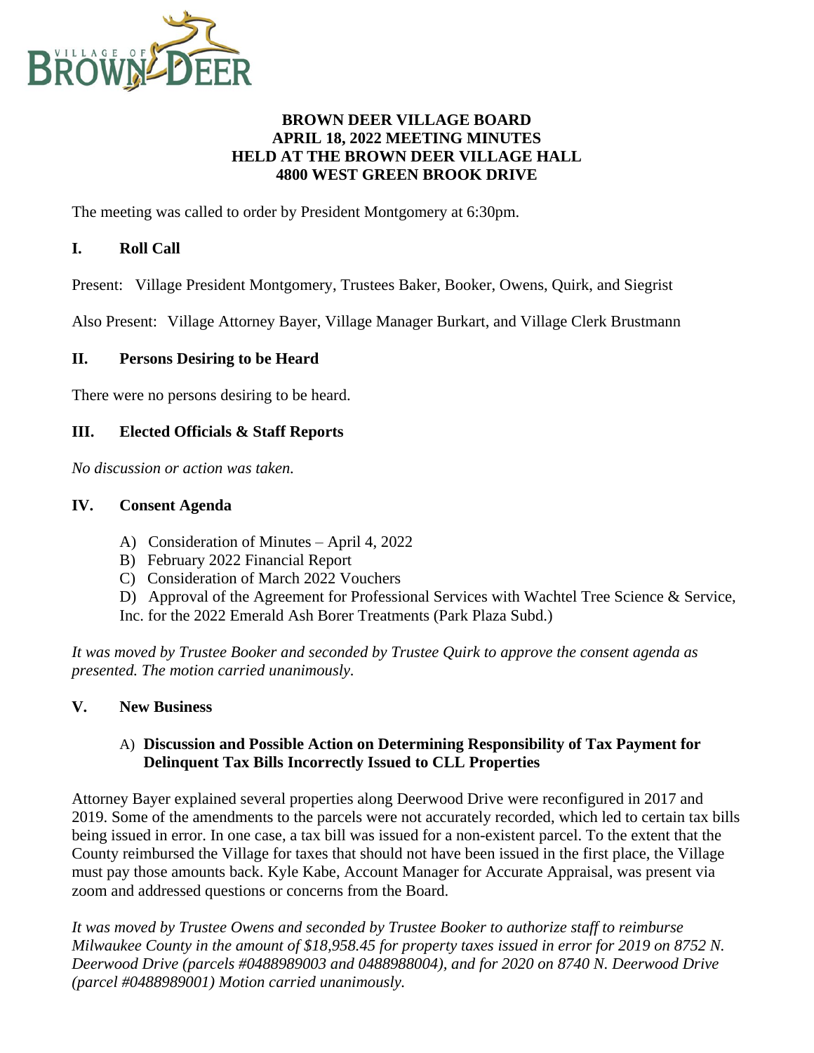# BROWN DEER VILLAGE BOARD
# APRIL 18, 2022 MEETING MINUTES
# HELD AT THE BROWN DEER VILLAGE HALL
# 4800 WEST GREEN BROOK DRIVE

The meeting was called to order by President Montgomery at 6:30pm.

## I. Roll Call

Present: Village President Montgomery, Trustees Baker, Booker, Owens, Quirk, and Siegrist

Also Present: Village Attorney Bayer, Village Manager Burkart, and Village Clerk Brustmann

## II. Persons Desiring to be Heard

There were no persons desiring to be heard.

## III. Elected Officials & Staff Reports

*No discussion or action was taken.*

## IV. Consent Agenda

A) Consideration of Minutes – April 4, 2022
B) February 2022 Financial Report
C) Consideration of March 2022 Vouchers
D) Approval of the Agreement for Professional Services with Wachtel Tree Science & Service, Inc. for the 2022 Emerald Ash Borer Treatments (Park Plaza Subd.)

*It was moved by Trustee Booker and seconded by Trustee Quirk to approve the consent agenda as presented. The motion carried unanimously.*

## V. New Business

### A) Discussion and Possible Action on Determining Responsibility of Tax Payment for Delinquent Tax Bills Incorrectly Issued to CLL Properties

Attorney Bayer explained several properties along Deerwood Drive were reconfigured in 2017 and 2019. Some of the amendments to the parcels were not accurately recorded, which led to certain tax bills being issued in error. In one case, a tax bill was issued for a non-existent parcel. To the extent that the County reimbursed the Village for taxes that should not have been issued in the first place, the Village must pay those amounts back. Kyle Kabe, Account Manager for Accurate Appraisal, was present via zoom and addressed questions or concerns from the Board.

*It was moved by Trustee Owens and seconded by Trustee Booker to authorize staff to reimburse Milwaukee County in the amount of $18,958.45 for property taxes issued in error for 2019 on 8752 N. Deerwood Drive (parcels #0488989003 and 0488988004), and for 2020 on 8740 N. Deerwood Drive (parcel #0488989001) Motion carried unanimously.*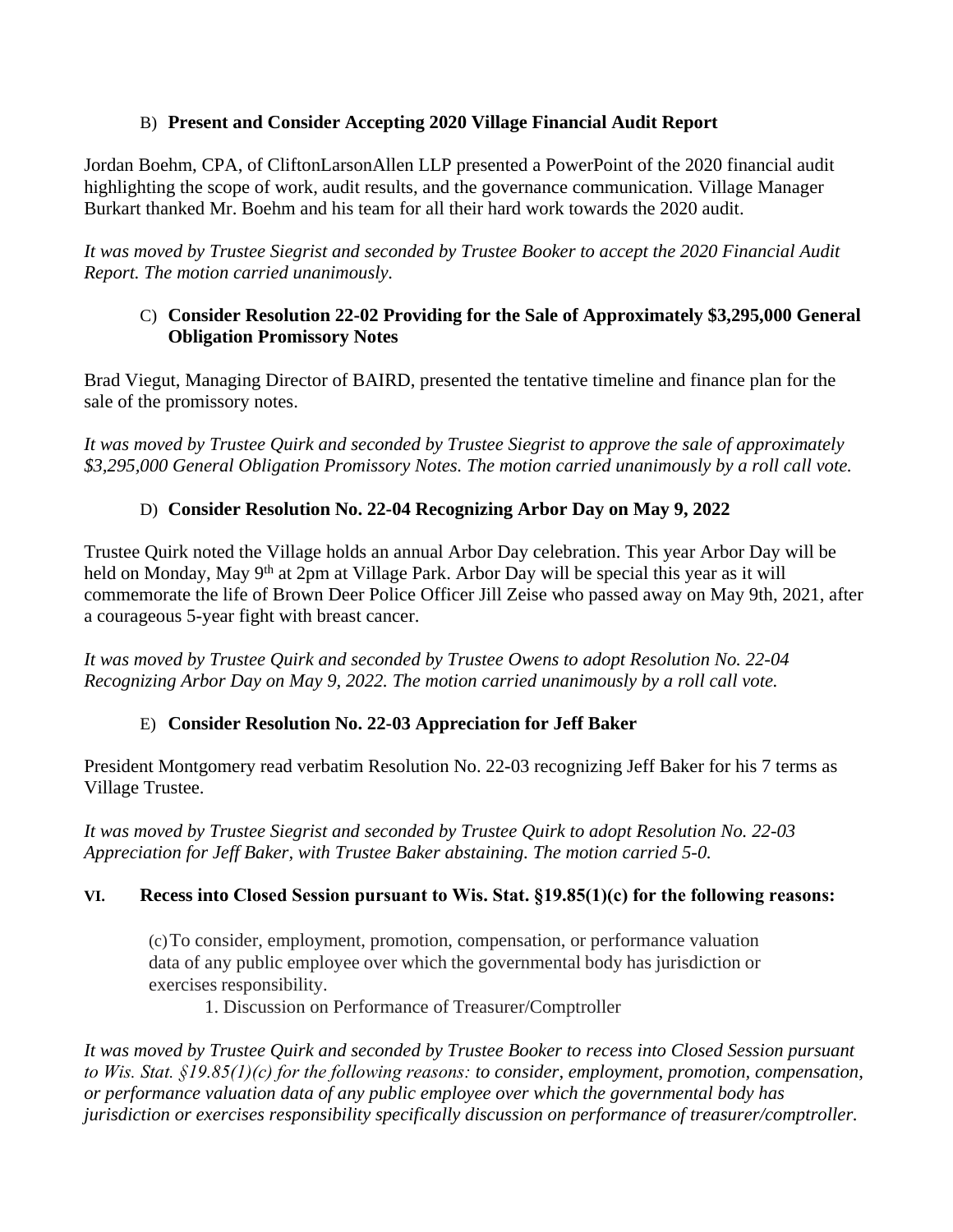B) **Present and Consider Accepting 2020 Village Financial Audit Report**

Jordan Boehm, CPA, of CliftonLarsonAllen LLP presented a PowerPoint of the 2020 financial audit highlighting the scope of work, audit results, and the governance communication. Village Manager Burkart thanked Mr. Boehm and his team for all their hard work towards the 2020 audit.

*It was moved by Trustee Siegrist and seconded by Trustee Booker to accept the 2020 Financial Audit Report. The motion carried unanimously.*

C) **Consider Resolution 22-02 Providing for the Sale of Approximately $3,295,000 General Obligation Promissory Notes**

Brad Viegut, Managing Director of BAIRD, presented the tentative timeline and finance plan for the sale of the promissory notes.

*It was moved by Trustee Quirk and seconded by Trustee Siegrist to approve the sale of approximately $3,295,000 General Obligation Promissory Notes. The motion carried unanimously by a roll call vote.*

D) **Consider Resolution No. 22-04 Recognizing Arbor Day on May 9, 2022**

Trustee Quirk noted the Village holds an annual Arbor Day celebration. This year Arbor Day will be held on Monday, May 9th at 2pm at Village Park. Arbor Day will be special this year as it will commemorate the life of Brown Deer Police Officer Jill Zeise who passed away on May 9th, 2021, after a courageous 5-year fight with breast cancer.

*It was moved by Trustee Quirk and seconded by Trustee Owens to adopt Resolution No. 22-04 Recognizing Arbor Day on May 9, 2022. The motion carried unanimously by a roll call vote.*

E) **Consider Resolution No. 22-03 Appreciation for Jeff Baker**

President Montgomery read verbatim Resolution No. 22-03 recognizing Jeff Baker for his 7 terms as Village Trustee.

*It was moved by Trustee Siegrist and seconded by Trustee Quirk to adopt Resolution No. 22-03 Appreciation for Jeff Baker, with Trustee Baker abstaining. The motion carried 5-0.*

## VI. Recess into Closed Session pursuant to Wis. Stat. §19.85(1)(c) for the following reasons:

(c) To consider, employment, promotion, compensation, or performance valuation data of any public employee over which the governmental body has jurisdiction or exercises responsibility.

1. Discussion on Performance of Treasurer/Comptroller

*It was moved by Trustee Quirk and seconded by Trustee Booker to recess into Closed Session pursuant to Wis. Stat. §19.85(1)(c) for the following reasons: to consider, employment, promotion, compensation, or performance valuation data of any public employee over which the governmental body has jurisdiction or exercises responsibility specifically discussion on performance of treasurer/comptroller.*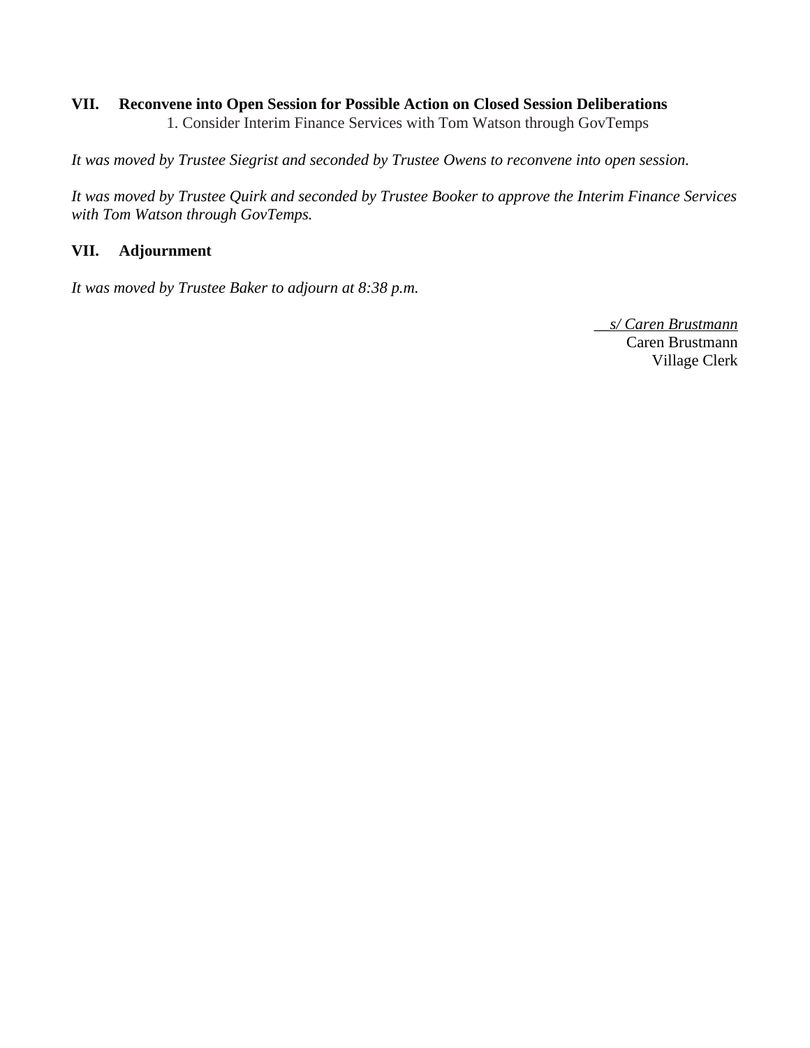## VII. Reconvene into Open Session for Possible Action on Closed Session Deliberations

1. Consider Interim Finance Services with Tom Watson through GovTemps

*It was moved by Trustee Siegrist and seconded by Trustee Owens to reconvene into open session.*

*It was moved by Trustee Quirk and seconded by Trustee Booker to approve the Interim Finance Services with Tom Watson through GovTemps.*

## VII. Adjournment

*It was moved by Trustee Baker to adjourn at 8:38 p.m.*

*s/ Caren Brustmann*
Caren Brustmann
Village Clerk